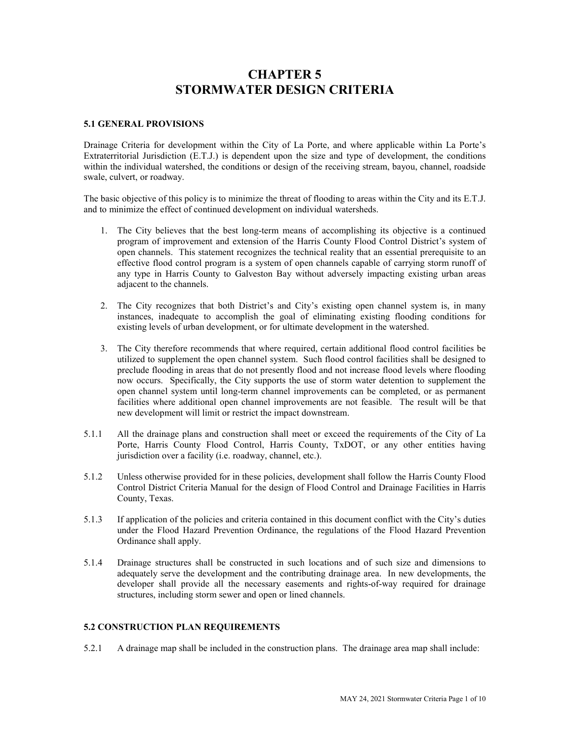# CHAPTER 5
# STORMWATER DESIGN CRITERIA

### 5.1 GENERAL PROVISIONS

Drainage Criteria for development within the City of La Porte, and where applicable within La Porte's Extraterritorial Jurisdiction (E.T.J.) is dependent upon the size and type of development, the conditions within the individual watershed, the conditions or design of the receiving stream, bayou, channel, roadside swale, culvert, or roadway.

The basic objective of this policy is to minimize the threat of flooding to areas within the City and its E.T.J. and to minimize the effect of continued development on individual watersheds.

1. The City believes that the best long-term means of accomplishing its objective is a continued program of improvement and extension of the Harris County Flood Control District's system of open channels. This statement recognizes the technical reality that an essential prerequisite to an effective flood control program is a system of open channels capable of carrying storm runoff of any type in Harris County to Galveston Bay without adversely impacting existing urban areas adjacent to the channels.

2. The City recognizes that both District's and City's existing open channel system is, in many instances, inadequate to accomplish the goal of eliminating existing flooding conditions for existing levels of urban development, or for ultimate development in the watershed.

3. The City therefore recommends that where required, certain additional flood control facilities be utilized to supplement the open channel system. Such flood control facilities shall be designed to preclude flooding in areas that do not presently flood and not increase flood levels where flooding now occurs. Specifically, the City supports the use of storm water detention to supplement the open channel system until long-term channel improvements can be completed, or as permanent facilities where additional open channel improvements are not feasible. The result will be that new development will limit or restrict the impact downstream.

5.1.1 All the drainage plans and construction shall meet or exceed the requirements of the City of La Porte, Harris County Flood Control, Harris County, TxDOT, or any other entities having jurisdiction over a facility (i.e. roadway, channel, etc.).

5.1.2 Unless otherwise provided for in these policies, development shall follow the Harris County Flood Control District Criteria Manual for the design of Flood Control and Drainage Facilities in Harris County, Texas.

5.1.3 If application of the policies and criteria contained in this document conflict with the City's duties under the Flood Hazard Prevention Ordinance, the regulations of the Flood Hazard Prevention Ordinance shall apply.

5.1.4 Drainage structures shall be constructed in such locations and of such size and dimensions to adequately serve the development and the contributing drainage area. In new developments, the developer shall provide all the necessary easements and rights-of-way required for drainage structures, including storm sewer and open or lined channels.

### 5.2 CONSTRUCTION PLAN REQUIREMENTS

5.2.1 A drainage map shall be included in the construction plans. The drainage area map shall include: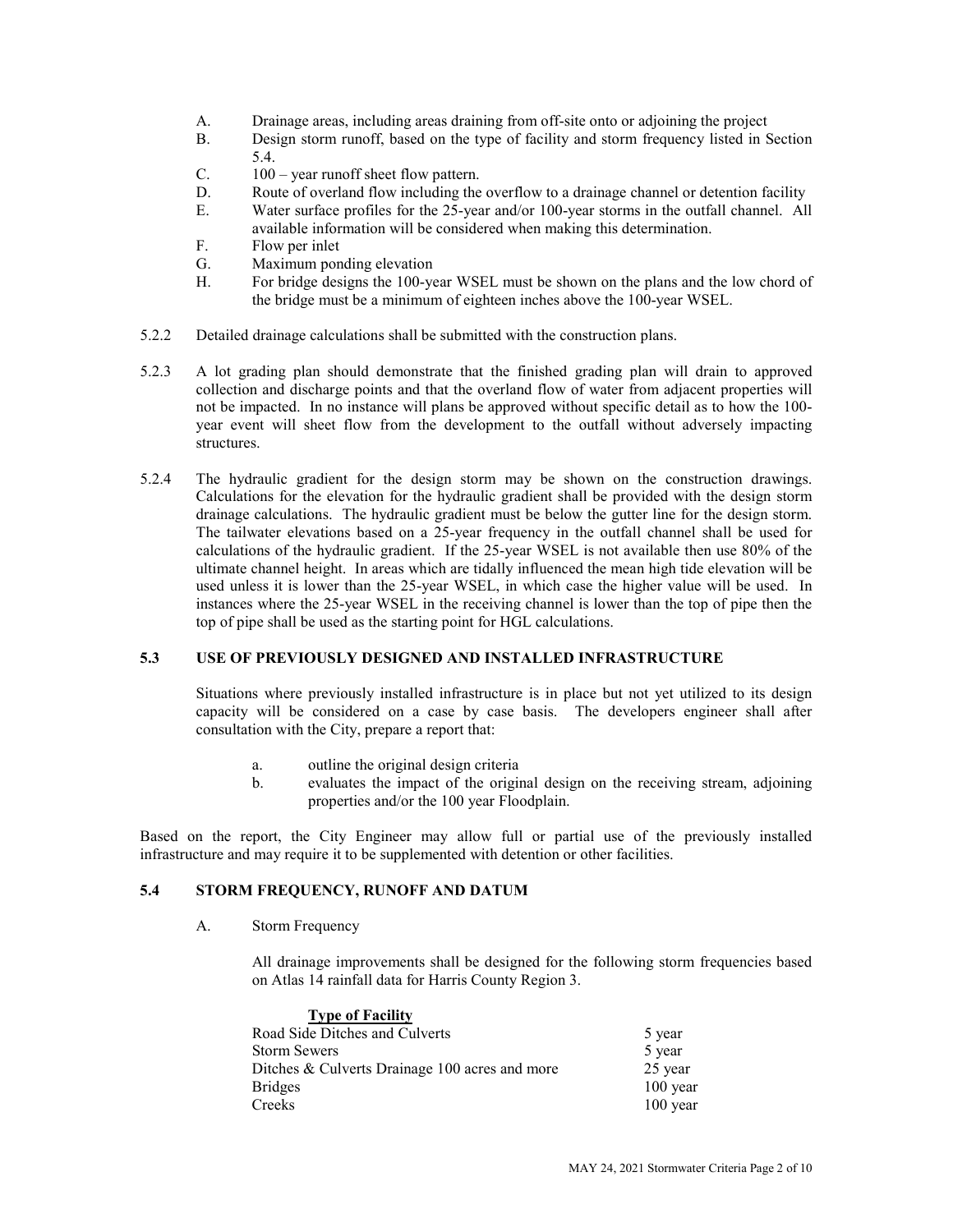A. Drainage areas, including areas draining from off-site onto or adjoining the project
B. Design storm runoff, based on the type of facility and storm frequency listed in Section 5.4.
C. 100 – year runoff sheet flow pattern.
D. Route of overland flow including the overflow to a drainage channel or detention facility
E. Water surface profiles for the 25-year and/or 100-year storms in the outfall channel. All available information will be considered when making this determination.
F. Flow per inlet
G. Maximum ponding elevation
H. For bridge designs the 100-year WSEL must be shown on the plans and the low chord of the bridge must be a minimum of eighteen inches above the 100-year WSEL.

5.2.2 Detailed drainage calculations shall be submitted with the construction plans.

5.2.3 A lot grading plan should demonstrate that the finished grading plan will drain to approved collection and discharge points and that the overland flow of water from adjacent properties will not be impacted. In no instance will plans be approved without specific detail as to how the 100-year event will sheet flow from the development to the outfall without adversely impacting structures.

5.2.4 The hydraulic gradient for the design storm may be shown on the construction drawings. Calculations for the elevation for the hydraulic gradient shall be provided with the design storm drainage calculations. The hydraulic gradient must be below the gutter line for the design storm. The tailwater elevations based on a 25-year frequency in the outfall channel shall be used for calculations of the hydraulic gradient. If the 25-year WSEL is not available then use 80% of the ultimate channel height. In areas which are tidally influenced the mean high tide elevation will be used unless it is lower than the 25-year WSEL, in which case the higher value will be used. In instances where the 25-year WSEL in the receiving channel is lower than the top of pipe then the top of pipe shall be used as the starting point for HGL calculations.

## 5.3 USE OF PREVIOUSLY DESIGNED AND INSTALLED INFRASTRUCTURE

Situations where previously installed infrastructure is in place but not yet utilized to its design capacity will be considered on a case by case basis. The developers engineer shall after consultation with the City, prepare a report that:

a. outline the original design criteria
b. evaluates the impact of the original design on the receiving stream, adjoining properties and/or the 100 year Floodplain.

Based on the report, the City Engineer may allow full or partial use of the previously installed infrastructure and may require it to be supplemented with detention or other facilities.

## 5.4 STORM FREQUENCY, RUNOFF AND DATUM

A. Storm Frequency

All drainage improvements shall be designed for the following storm frequencies based on Atlas 14 rainfall data for Harris County Region 3.

| **Type of Facility** | |
|---|---|
| Road Side Ditches and Culverts | 5 year |
| Storm Sewers | 5 year |
| Ditches & Culverts Drainage 100 acres and more | 25 year |
| Bridges | 100 year |
| Creeks | 100 year |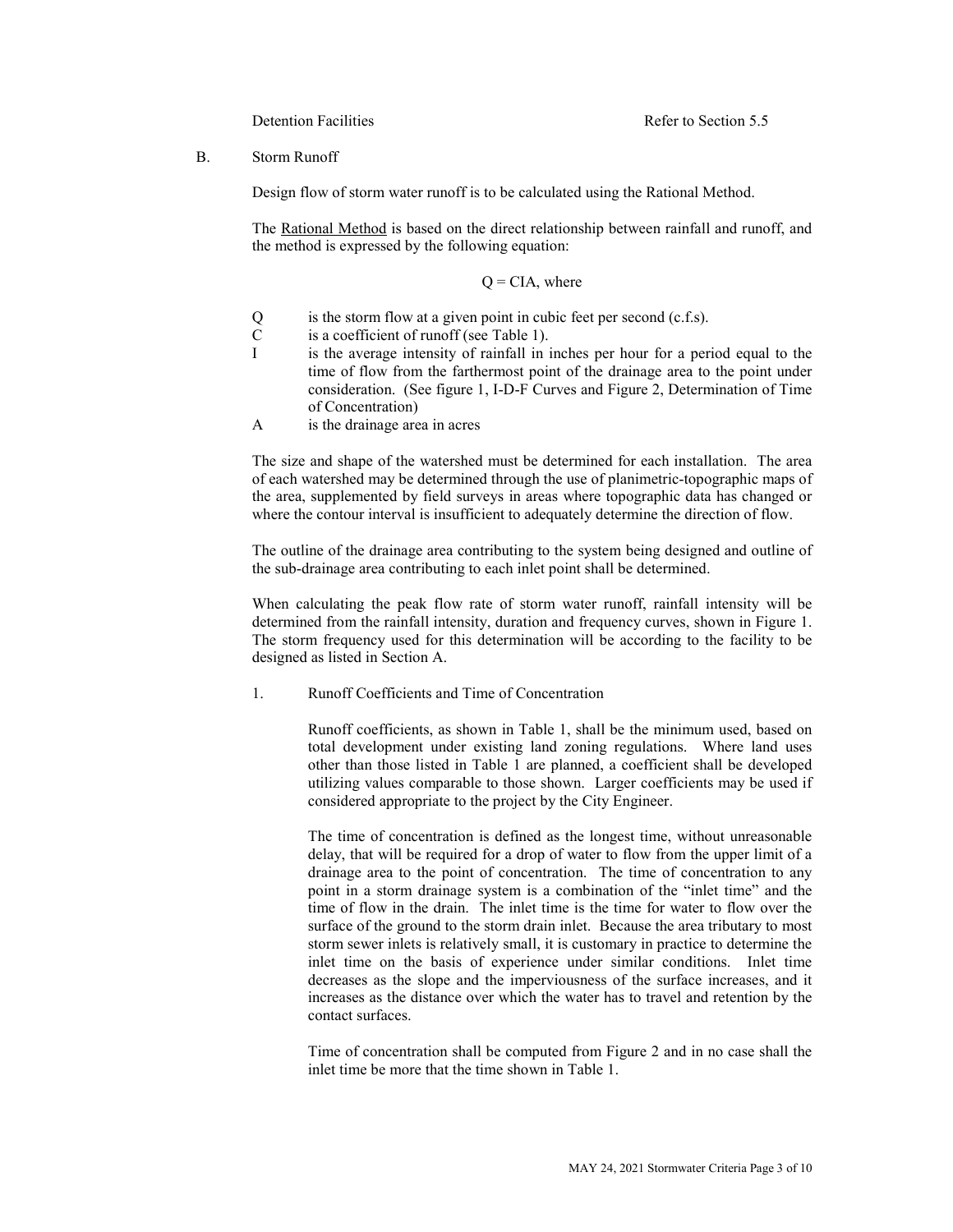Detention Facilities Refer to Section 5.5

B. Storm Runoff

Design flow of storm water runoff is to be calculated using the Rational Method.

The Rational Method is based on the direct relationship between rainfall and runoff, and the method is expressed by the following equation:

$$Q = CIA, \text{ where}$$

- Q is the storm flow at a given point in cubic feet per second (c.f.s).
- C is a coefficient of runoff (see Table 1).
- I is the average intensity of rainfall in inches per hour for a period equal to the time of flow from the farthermost point of the drainage area to the point under consideration. (See figure 1, I-D-F Curves and Figure 2, Determination of Time of Concentration)
- A is the drainage area in acres

The size and shape of the watershed must be determined for each installation. The area of each watershed may be determined through the use of planimetric-topographic maps of the area, supplemented by field surveys in areas where topographic data has changed or where the contour interval is insufficient to adequately determine the direction of flow.

The outline of the drainage area contributing to the system being designed and outline of the sub-drainage area contributing to each inlet point shall be determined.

When calculating the peak flow rate of storm water runoff, rainfall intensity will be determined from the rainfall intensity, duration and frequency curves, shown in Figure 1. The storm frequency used for this determination will be according to the facility to be designed as listed in Section A.

1. Runoff Coefficients and Time of Concentration

Runoff coefficients, as shown in Table 1, shall be the minimum used, based on total development under existing land zoning regulations. Where land uses other than those listed in Table 1 are planned, a coefficient shall be developed utilizing values comparable to those shown. Larger coefficients may be used if considered appropriate to the project by the City Engineer.

The time of concentration is defined as the longest time, without unreasonable delay, that will be required for a drop of water to flow from the upper limit of a drainage area to the point of concentration. The time of concentration to any point in a storm drainage system is a combination of the "inlet time" and the time of flow in the drain. The inlet time is the time for water to flow over the surface of the ground to the storm drain inlet. Because the area tributary to most storm sewer inlets is relatively small, it is customary in practice to determine the inlet time on the basis of experience under similar conditions. Inlet time decreases as the slope and the imperviousness of the surface increases, and it increases as the distance over which the water has to travel and retention by the contact surfaces.

Time of concentration shall be computed from Figure 2 and in no case shall the inlet time be more that the time shown in Table 1.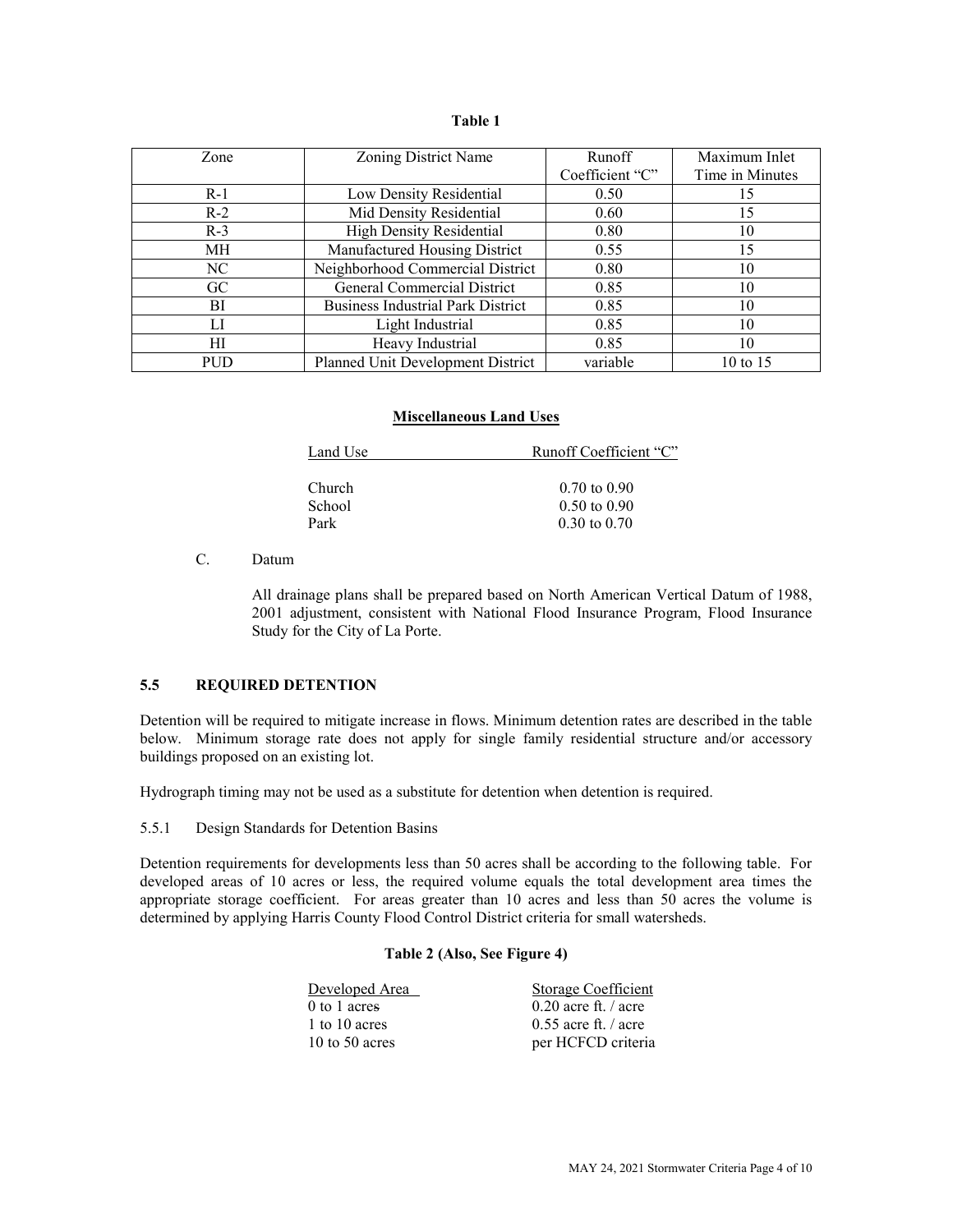**Table 1**

| Zone | Zoning District Name | Runoff Coefficient "C" | Maximum Inlet Time in Minutes |
|---|---|---|---|
| R-1 | Low Density Residential | 0.50 | 15 |
| R-2 | Mid Density Residential | 0.60 | 15 |
| R-3 | High Density Residential | 0.80 | 10 |
| MH | Manufactured Housing District | 0.55 | 15 |
| NC | Neighborhood Commercial District | 0.80 | 10 |
| GC | General Commercial District | 0.85 | 10 |
| BI | Business Industrial Park District | 0.85 | 10 |
| LI | Light Industrial | 0.85 | 10 |
| HI | Heavy Industrial | 0.85 | 10 |
| PUD | Planned Unit Development District | variable | 10 to 15 |

**Miscellaneous Land Uses**

| Land Use | Runoff Coefficient "C" |
|---|---|
| Church | 0.70 to 0.90 |
| School | 0.50 to 0.90 |
| Park | 0.30 to 0.70 |

C. Datum

All drainage plans shall be prepared based on North American Vertical Datum of 1988, 2001 adjustment, consistent with National Flood Insurance Program, Flood Insurance Study for the City of La Porte.

## 5.5 REQUIRED DETENTION

Detention will be required to mitigate increase in flows. Minimum detention rates are described in the table below. Minimum storage rate does not apply for single family residential structure and/or accessory buildings proposed on an existing lot.

Hydrograph timing may not be used as a substitute for detention when detention is required.

### 5.5.1 Design Standards for Detention Basins

Detention requirements for developments less than 50 acres shall be according to the following table. For developed areas of 10 acres or less, the required volume equals the total development area times the appropriate storage coefficient. For areas greater than 10 acres and less than 50 acres the volume is determined by applying Harris County Flood Control District criteria for small watersheds.

**Table 2 (Also, See Figure 4)**

| Developed Area | Storage Coefficient |
|---|---|
| 0 to 1 acres | 0.20 acre ft. / acre |
| 1 to 10 acres | 0.55 acre ft. / acre |
| 10 to 50 acres | per HCFCD criteria |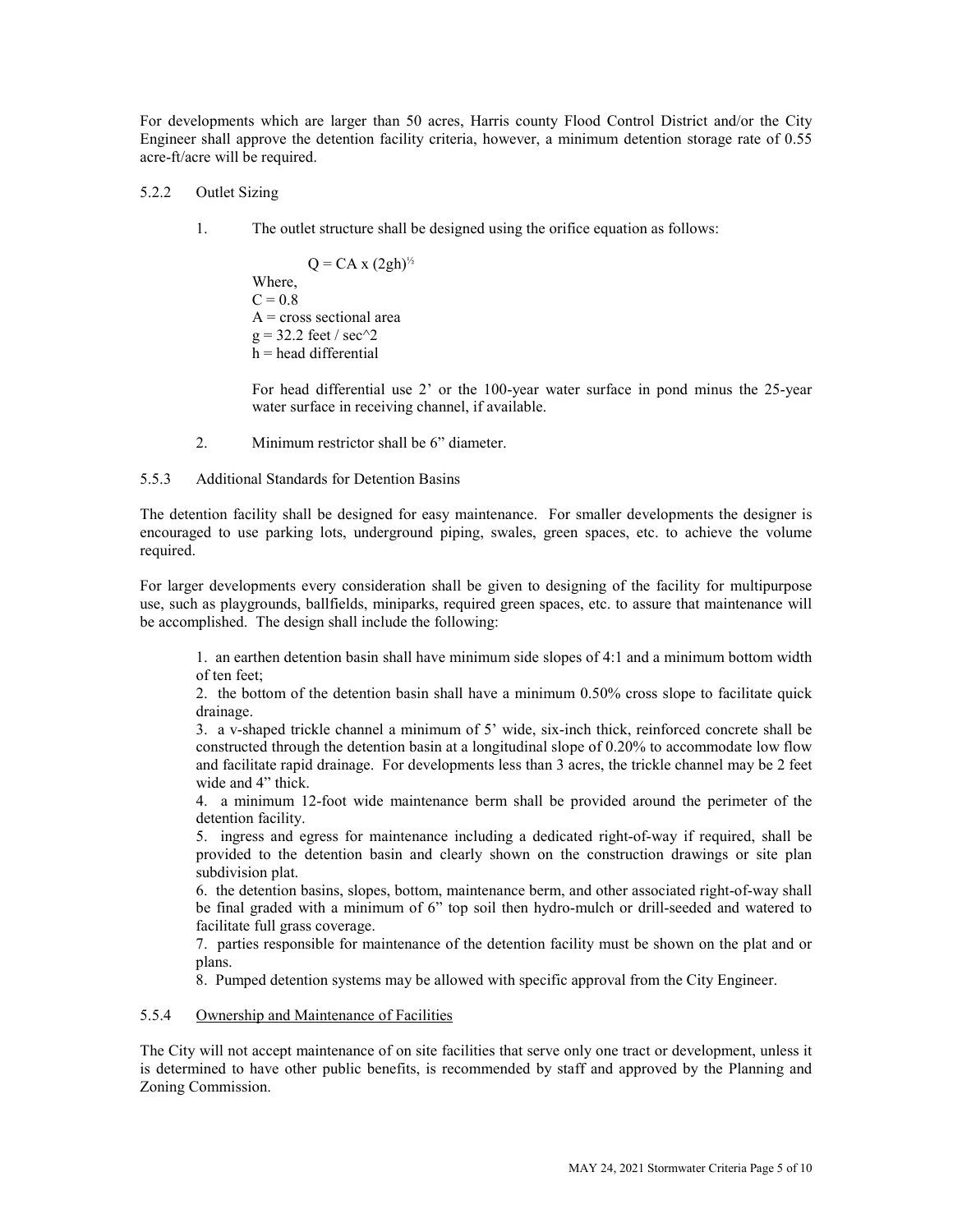For developments which are larger than 50 acres, Harris county Flood Control District and/or the City Engineer shall approve the detention facility criteria, however, a minimum detention storage rate of 0.55 acre-ft/acre will be required.

### 5.2.2 Outlet Sizing

1. The outlet structure shall be designed using the orifice equation as follows:

   $$Q = CA \times (2gh)^{1/2}$$

   Where,
   $C = 0.8$
   $A$ = cross sectional area
   $g = 32.2$ feet / sec^2
   $h$ = head differential

   For head differential use 2' or the 100-year water surface in pond minus the 25-year water surface in receiving channel, if available.

2. Minimum restrictor shall be 6" diameter.

### 5.5.3 Additional Standards for Detention Basins

The detention facility shall be designed for easy maintenance. For smaller developments the designer is encouraged to use parking lots, underground piping, swales, green spaces, etc. to achieve the volume required.

For larger developments every consideration shall be given to designing of the facility for multipurpose use, such as playgrounds, ballfields, miniparks, required green spaces, etc. to assure that maintenance will be accomplished. The design shall include the following:

1. an earthen detention basin shall have minimum side slopes of 4:1 and a minimum bottom width of ten feet;
2. the bottom of the detention basin shall have a minimum 0.50% cross slope to facilitate quick drainage.
3. a v-shaped trickle channel a minimum of 5' wide, six-inch thick, reinforced concrete shall be constructed through the detention basin at a longitudinal slope of 0.20% to accommodate low flow and facilitate rapid drainage. For developments less than 3 acres, the trickle channel may be 2 feet wide and 4" thick.
4. a minimum 12-foot wide maintenance berm shall be provided around the perimeter of the detention facility.
5. ingress and egress for maintenance including a dedicated right-of-way if required, shall be provided to the detention basin and clearly shown on the construction drawings or site plan subdivision plat.
6. the detention basins, slopes, bottom, maintenance berm, and other associated right-of-way shall be final graded with a minimum of 6" top soil then hydro-mulch or drill-seeded and watered to facilitate full grass coverage.
7. parties responsible for maintenance of the detention facility must be shown on the plat and or plans.
8. Pumped detention systems may be allowed with specific approval from the City Engineer.

### 5.5.4 <u>Ownership and Maintenance of Facilities</u>

The City will not accept maintenance of on site facilities that serve only one tract or development, unless it is determined to have other public benefits, is recommended by staff and approved by the Planning and Zoning Commission.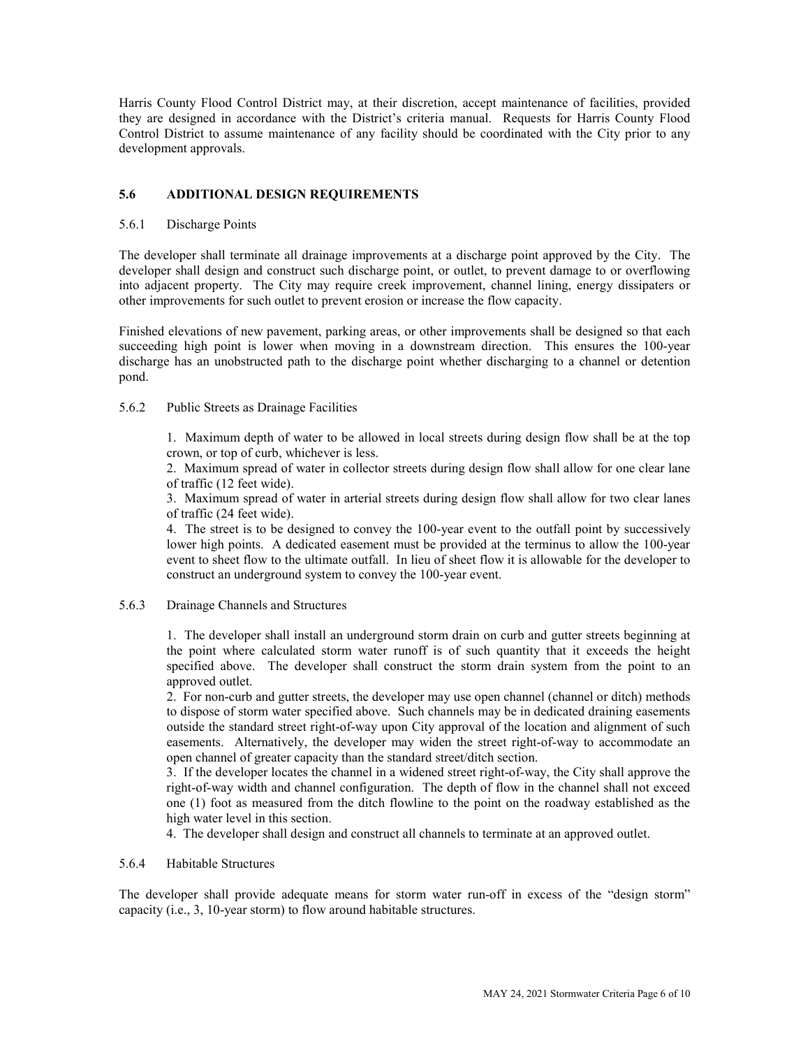Harris County Flood Control District may, at their discretion, accept maintenance of facilities, provided they are designed in accordance with the District's criteria manual. Requests for Harris County Flood Control District to assume maintenance of any facility should be coordinated with the City prior to any development approvals.

## 5.6 ADDITIONAL DESIGN REQUIREMENTS

### 5.6.1 Discharge Points

The developer shall terminate all drainage improvements at a discharge point approved by the City. The developer shall design and construct such discharge point, or outlet, to prevent damage to or overflowing into adjacent property. The City may require creek improvement, channel lining, energy dissipaters or other improvements for such outlet to prevent erosion or increase the flow capacity.

Finished elevations of new pavement, parking areas, or other improvements shall be designed so that each succeeding high point is lower when moving in a downstream direction. This ensures the 100-year discharge has an unobstructed path to the discharge point whether discharging to a channel or detention pond.

### 5.6.2 Public Streets as Drainage Facilities

1. Maximum depth of water to be allowed in local streets during design flow shall be at the top crown, or top of curb, whichever is less.
2. Maximum spread of water in collector streets during design flow shall allow for one clear lane of traffic (12 feet wide).
3. Maximum spread of water in arterial streets during design flow shall allow for two clear lanes of traffic (24 feet wide).
4. The street is to be designed to convey the 100-year event to the outfall point by successively lower high points. A dedicated easement must be provided at the terminus to allow the 100-year event to sheet flow to the ultimate outfall. In lieu of sheet flow it is allowable for the developer to construct an underground system to convey the 100-year event.

### 5.6.3 Drainage Channels and Structures

1. The developer shall install an underground storm drain on curb and gutter streets beginning at the point where calculated storm water runoff is of such quantity that it exceeds the height specified above. The developer shall construct the storm drain system from the point to an approved outlet.
2. For non-curb and gutter streets, the developer may use open channel (channel or ditch) methods to dispose of storm water specified above. Such channels may be in dedicated draining easements outside the standard street right-of-way upon City approval of the location and alignment of such easements. Alternatively, the developer may widen the street right-of-way to accommodate an open channel of greater capacity than the standard street/ditch section.
3. If the developer locates the channel in a widened street right-of-way, the City shall approve the right-of-way width and channel configuration. The depth of flow in the channel shall not exceed one (1) foot as measured from the ditch flowline to the point on the roadway established as the high water level in this section.
4. The developer shall design and construct all channels to terminate at an approved outlet.

### 5.6.4 Habitable Structures

The developer shall provide adequate means for storm water run-off in excess of the "design storm" capacity (i.e., 3, 10-year storm) to flow around habitable structures.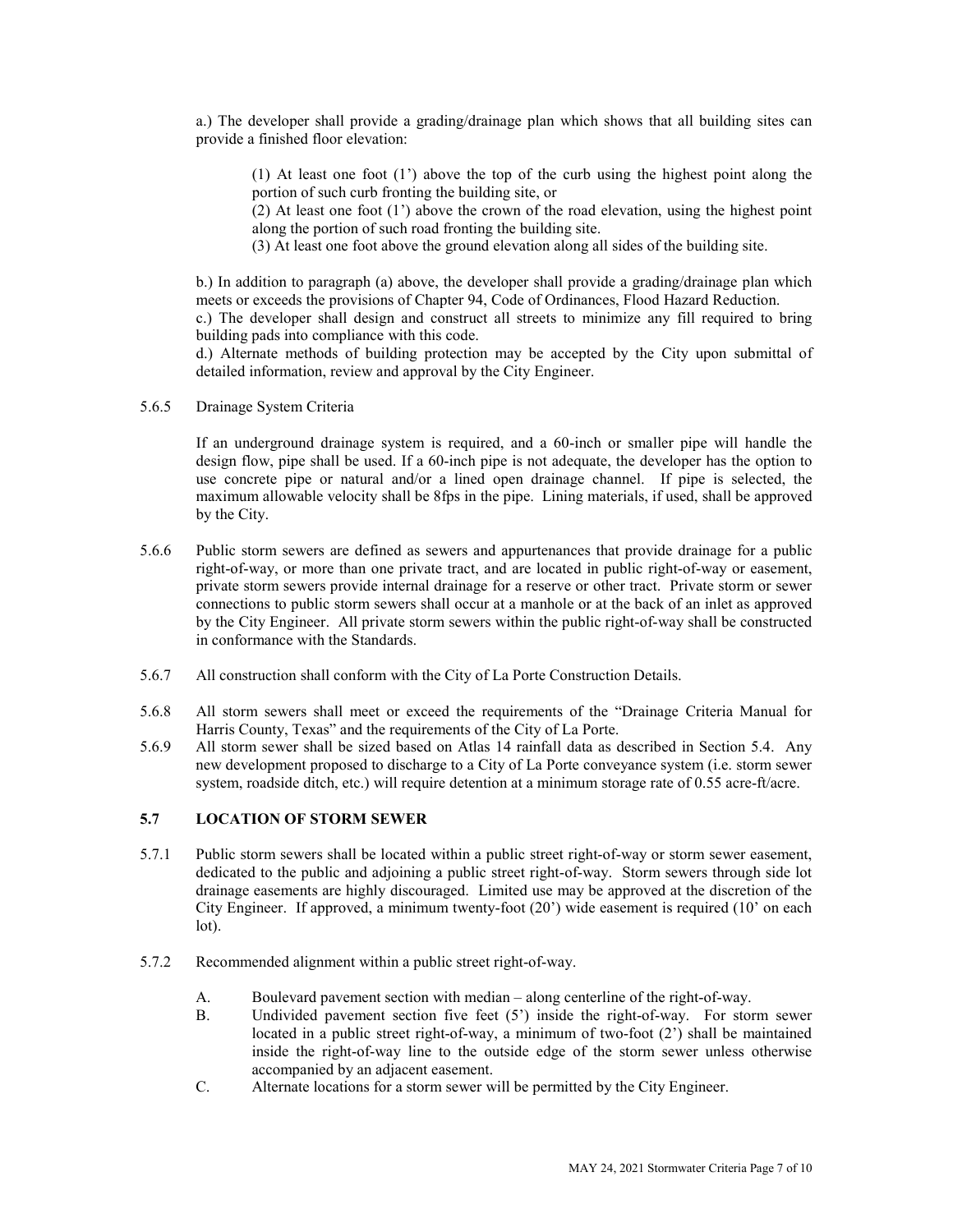a.) The developer shall provide a grading/drainage plan which shows that all building sites can provide a finished floor elevation:

(1) At least one foot (1') above the top of the curb using the highest point along the portion of such curb fronting the building site, or

(2) At least one foot (1') above the crown of the road elevation, using the highest point along the portion of such road fronting the building site.

(3) At least one foot above the ground elevation along all sides of the building site.

b.) In addition to paragraph (a) above, the developer shall provide a grading/drainage plan which meets or exceeds the provisions of Chapter 94, Code of Ordinances, Flood Hazard Reduction.

c.) The developer shall design and construct all streets to minimize any fill required to bring building pads into compliance with this code.

d.) Alternate methods of building protection may be accepted by the City upon submittal of detailed information, review and approval by the City Engineer.

5.6.5 Drainage System Criteria

If an underground drainage system is required, and a 60-inch or smaller pipe will handle the design flow, pipe shall be used. If a 60-inch pipe is not adequate, the developer has the option to use concrete pipe or natural and/or a lined open drainage channel. If pipe is selected, the maximum allowable velocity shall be 8fps in the pipe. Lining materials, if used, shall be approved by the City.

5.6.6 Public storm sewers are defined as sewers and appurtenances that provide drainage for a public right-of-way, or more than one private tract, and are located in public right-of-way or easement, private storm sewers provide internal drainage for a reserve or other tract. Private storm or sewer connections to public storm sewers shall occur at a manhole or at the back of an inlet as approved by the City Engineer. All private storm sewers within the public right-of-way shall be constructed in conformance with the Standards.

5.6.7 All construction shall conform with the City of La Porte Construction Details.

5.6.8 All storm sewers shall meet or exceed the requirements of the "Drainage Criteria Manual for Harris County, Texas" and the requirements of the City of La Porte.

5.6.9 All storm sewer shall be sized based on Atlas 14 rainfall data as described in Section 5.4. Any new development proposed to discharge to a City of La Porte conveyance system (i.e. storm sewer system, roadside ditch, etc.) will require detention at a minimum storage rate of 0.55 acre-ft/acre.

## 5.7 LOCATION OF STORM SEWER

5.7.1 Public storm sewers shall be located within a public street right-of-way or storm sewer easement, dedicated to the public and adjoining a public street right-of-way. Storm sewers through side lot drainage easements are highly discouraged. Limited use may be approved at the discretion of the City Engineer. If approved, a minimum twenty-foot (20') wide easement is required (10' on each lot).

5.7.2 Recommended alignment within a public street right-of-way.

A. Boulevard pavement section with median – along centerline of the right-of-way.

B. Undivided pavement section five feet (5') inside the right-of-way. For storm sewer located in a public street right-of-way, a minimum of two-foot (2') shall be maintained inside the right-of-way line to the outside edge of the storm sewer unless otherwise accompanied by an adjacent easement.

C. Alternate locations for a storm sewer will be permitted by the City Engineer.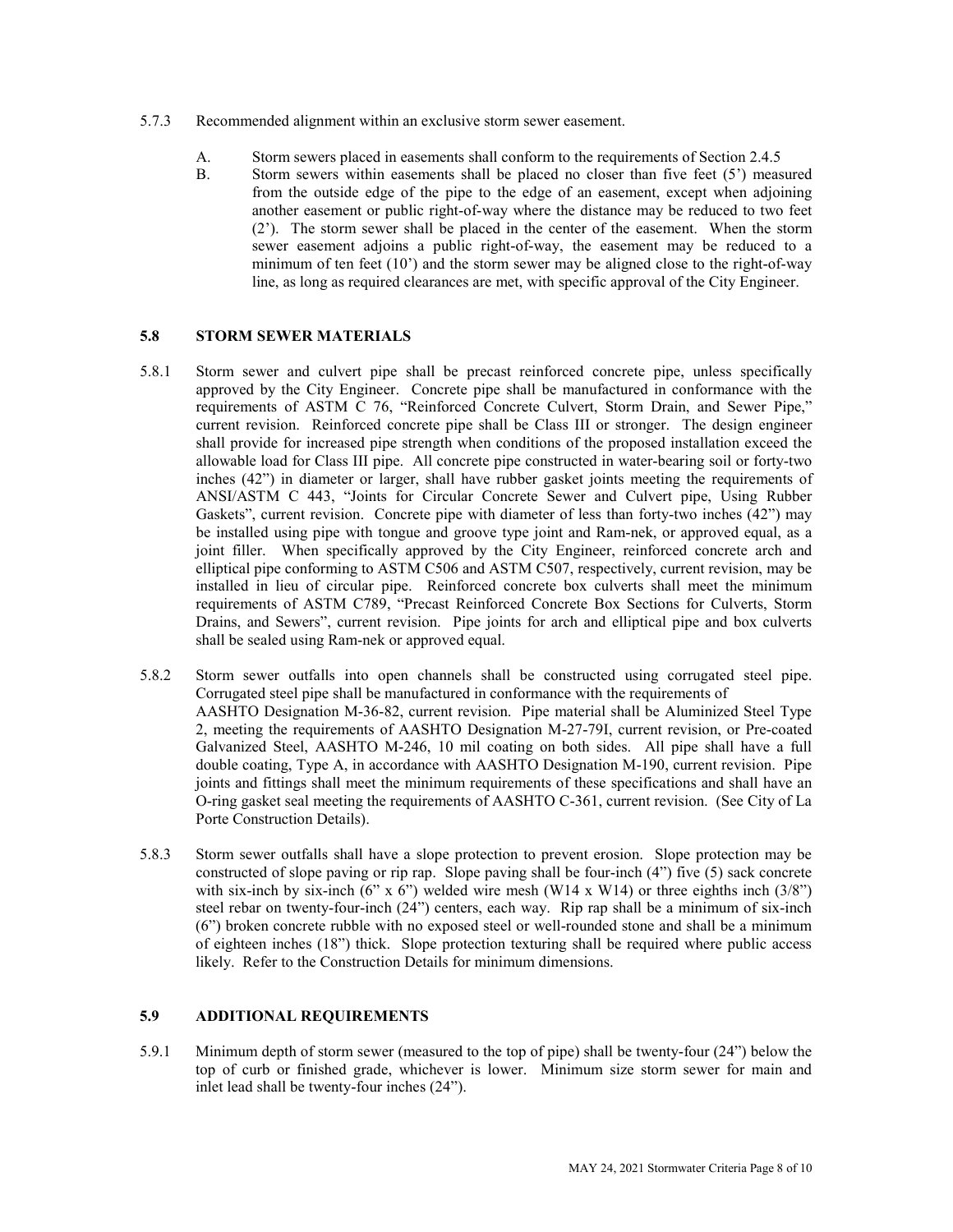5.7.3 Recommended alignment within an exclusive storm sewer easement.

A. Storm sewers placed in easements shall conform to the requirements of Section 2.4.5

B. Storm sewers within easements shall be placed no closer than five feet (5') measured from the outside edge of the pipe to the edge of an easement, except when adjoining another easement or public right-of-way where the distance may be reduced to two feet (2'). The storm sewer shall be placed in the center of the easement. When the storm sewer easement adjoins a public right-of-way, the easement may be reduced to a minimum of ten feet (10') and the storm sewer may be aligned close to the right-of-way line, as long as required clearances are met, with specific approval of the City Engineer.

### 5.8 STORM SEWER MATERIALS

5.8.1 Storm sewer and culvert pipe shall be precast reinforced concrete pipe, unless specifically approved by the City Engineer. Concrete pipe shall be manufactured in conformance with the requirements of ASTM C 76, "Reinforced Concrete Culvert, Storm Drain, and Sewer Pipe," current revision. Reinforced concrete pipe shall be Class III or stronger. The design engineer shall provide for increased pipe strength when conditions of the proposed installation exceed the allowable load for Class III pipe. All concrete pipe constructed in water-bearing soil or forty-two inches (42") in diameter or larger, shall have rubber gasket joints meeting the requirements of ANSI/ASTM C 443, "Joints for Circular Concrete Sewer and Culvert pipe, Using Rubber Gaskets", current revision. Concrete pipe with diameter of less than forty-two inches (42") may be installed using pipe with tongue and groove type joint and Ram-nek, or approved equal, as a joint filler. When specifically approved by the City Engineer, reinforced concrete arch and elliptical pipe conforming to ASTM C506 and ASTM C507, respectively, current revision, may be installed in lieu of circular pipe. Reinforced concrete box culverts shall meet the minimum requirements of ASTM C789, "Precast Reinforced Concrete Box Sections for Culverts, Storm Drains, and Sewers", current revision. Pipe joints for arch and elliptical pipe and box culverts shall be sealed using Ram-nek or approved equal.

5.8.2 Storm sewer outfalls into open channels shall be constructed using corrugated steel pipe. Corrugated steel pipe shall be manufactured in conformance with the requirements of AASHTO Designation M-36-82, current revision. Pipe material shall be Aluminized Steel Type 2, meeting the requirements of AASHTO Designation M-27-79I, current revision, or Pre-coated Galvanized Steel, AASHTO M-246, 10 mil coating on both sides. All pipe shall have a full double coating, Type A, in accordance with AASHTO Designation M-190, current revision. Pipe joints and fittings shall meet the minimum requirements of these specifications and shall have an O-ring gasket seal meeting the requirements of AASHTO C-361, current revision. (See City of La Porte Construction Details).

5.8.3 Storm sewer outfalls shall have a slope protection to prevent erosion. Slope protection may be constructed of slope paving or rip rap. Slope paving shall be four-inch (4") five (5) sack concrete with six-inch by six-inch (6" x 6") welded wire mesh (W14 x W14) or three eighths inch (3/8") steel rebar on twenty-four-inch (24") centers, each way. Rip rap shall be a minimum of six-inch (6") broken concrete rubble with no exposed steel or well-rounded stone and shall be a minimum of eighteen inches (18") thick. Slope protection texturing shall be required where public access likely. Refer to the Construction Details for minimum dimensions.

### 5.9 ADDITIONAL REQUIREMENTS

5.9.1 Minimum depth of storm sewer (measured to the top of pipe) shall be twenty-four (24") below the top of curb or finished grade, whichever is lower. Minimum size storm sewer for main and inlet lead shall be twenty-four inches (24").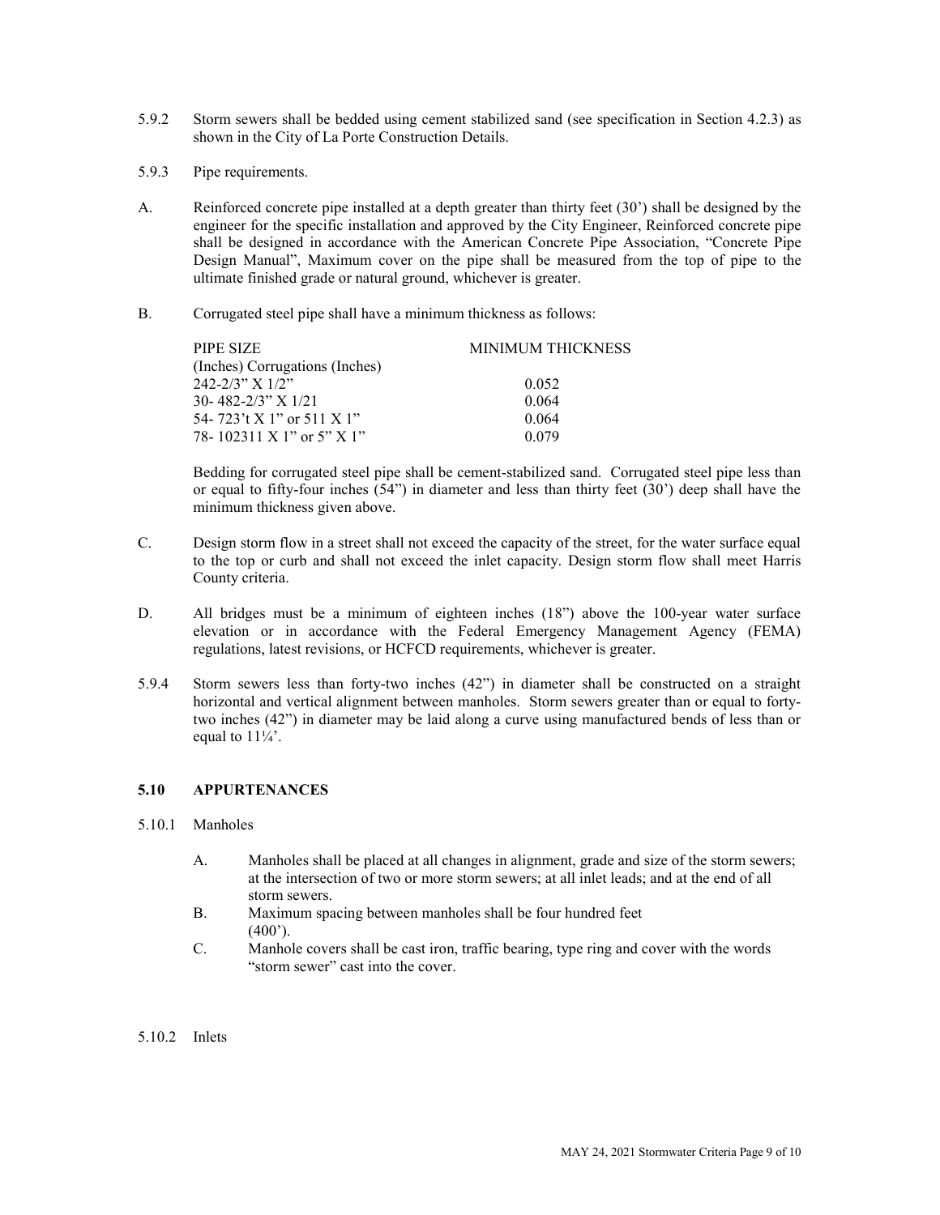5.9.2 Storm sewers shall be bedded using cement stabilized sand (see specification in Section 4.2.3) as shown in the City of La Porte Construction Details.

5.9.3 Pipe requirements.

A. Reinforced concrete pipe installed at a depth greater than thirty feet (30') shall be designed by the engineer for the specific installation and approved by the City Engineer, Reinforced concrete pipe shall be designed in accordance with the American Concrete Pipe Association, "Concrete Pipe Design Manual", Maximum cover on the pipe shall be measured from the top of pipe to the ultimate finished grade or natural ground, whichever is greater.

B. Corrugated steel pipe shall have a minimum thickness as follows:

| PIPE SIZE (Inches) Corrugations (Inches) | MINIMUM THICKNESS |
|---|---|
| 242-2/3" X 1/2" | 0.052 |
| 30- 482-2/3" X 1/21 | 0.064 |
| 54- 723't X 1" or 511 X 1" | 0.064 |
| 78- 102311 X 1" or 5" X 1" | 0.079 |

Bedding for corrugated steel pipe shall be cement-stabilized sand. Corrugated steel pipe less than or equal to fifty-four inches (54") in diameter and less than thirty feet (30') deep shall have the minimum thickness given above.

C. Design storm flow in a street shall not exceed the capacity of the street, for the water surface equal to the top or curb and shall not exceed the inlet capacity. Design storm flow shall meet Harris County criteria.

D. All bridges must be a minimum of eighteen inches (18") above the 100-year water surface elevation or in accordance with the Federal Emergency Management Agency (FEMA) regulations, latest revisions, or HCFCD requirements, whichever is greater.

5.9.4 Storm sewers less than forty-two inches (42") in diameter shall be constructed on a straight horizontal and vertical alignment between manholes. Storm sewers greater than or equal to forty-two inches (42") in diameter may be laid along a curve using manufactured bends of less than or equal to 11¼'.

## 5.10 APPURTENANCES

5.10.1 Manholes

A. Manholes shall be placed at all changes in alignment, grade and size of the storm sewers; at the intersection of two or more storm sewers; at all inlet leads; and at the end of all storm sewers.

B. Maximum spacing between manholes shall be four hundred feet (400').

C. Manhole covers shall be cast iron, traffic bearing, type ring and cover with the words "storm sewer" cast into the cover.

5.10.2 Inlets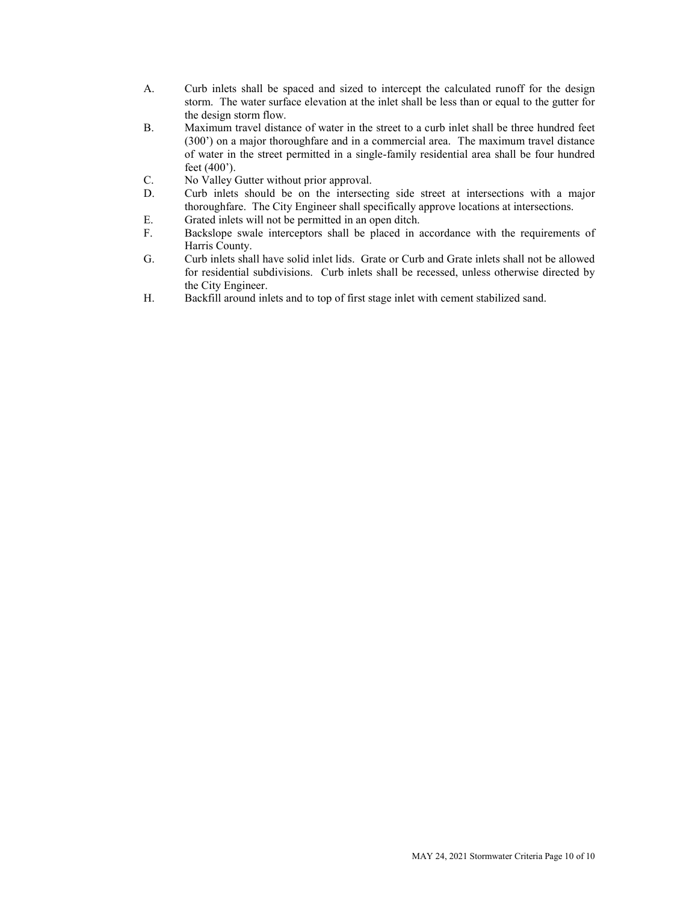A. Curb inlets shall be spaced and sized to intercept the calculated runoff for the design storm. The water surface elevation at the inlet shall be less than or equal to the gutter for the design storm flow.

B. Maximum travel distance of water in the street to a curb inlet shall be three hundred feet (300') on a major thoroughfare and in a commercial area. The maximum travel distance of water in the street permitted in a single-family residential area shall be four hundred feet (400').

C. No Valley Gutter without prior approval.

D. Curb inlets should be on the intersecting side street at intersections with a major thoroughfare. The City Engineer shall specifically approve locations at intersections.

E. Grated inlets will not be permitted in an open ditch.

F. Backslope swale interceptors shall be placed in accordance with the requirements of Harris County.

G. Curb inlets shall have solid inlet lids. Grate or Curb and Grate inlets shall not be allowed for residential subdivisions. Curb inlets shall be recessed, unless otherwise directed by the City Engineer.

H. Backfill around inlets and to top of first stage inlet with cement stabilized sand.